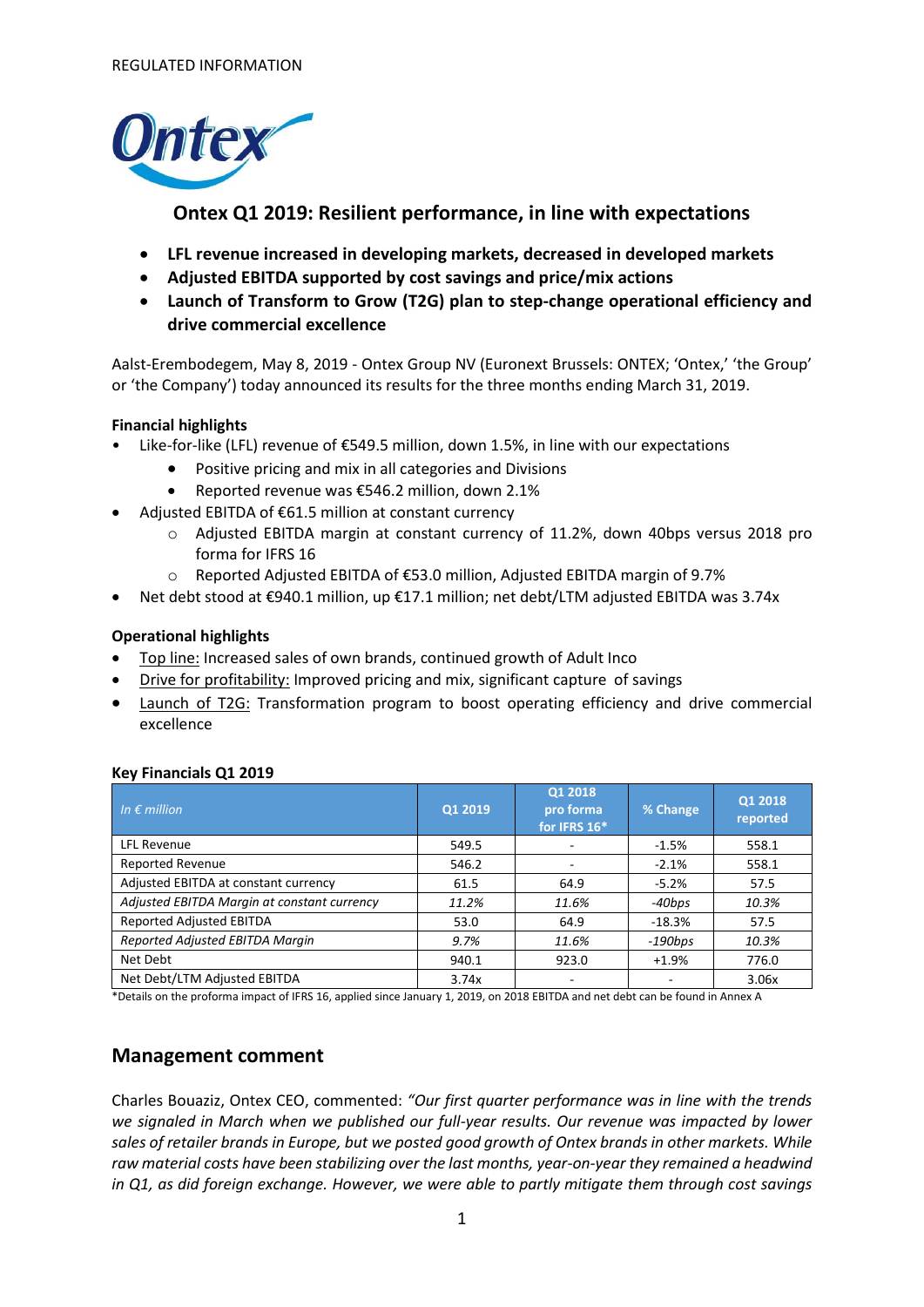REGULATED INFORMATION

# Ontex Q1 2019: Resilient performance, in line with expectations

- **LFL revenue increased in developing markets, decreased in developed markets**
- **Adjusted EBITDA supported by cost savings and price/mix actions**
- **Launch of Transform to Grow (T2G) plan to step-change operational efficiency and drive commercial excellence**

Aalst-Erembodegem, May 8, 2019 - Ontex Group NV (Euronext Brussels: ONTEX; 'Ontex,' 'the Group' or 'the Company') today announced its results for the three months ending March 31, 2019.

**Financial highlights**

- Like-for-like (LFL) revenue of €549.5 million, down 1.5%, in line with our expectations
  - Positive pricing and mix in all categories and Divisions
  - Reported revenue was €546.2 million, down 2.1%
- Adjusted EBITDA of €61.5 million at constant currency
  - Adjusted EBITDA margin at constant currency of 11.2%, down 40bps versus 2018 pro forma for IFRS 16
  - Reported Adjusted EBITDA of €53.0 million, Adjusted EBITDA margin of 9.7%
- Net debt stood at €940.1 million, up €17.1 million; net debt/LTM adjusted EBITDA was 3.74x

**Operational highlights**

- Top line: Increased sales of own brands, continued growth of Adult Inco
- Drive for profitability: Improved pricing and mix, significant capture of savings
- Launch of T2G: Transformation program to boost operating efficiency and drive commercial excellence

**Key Financials Q1 2019**

| *In € million* | Q1 2019 | Q1 2018 pro forma for IFRS 16* | % Change | Q1 2018 reported |
|---|---|---|---|---|
| LFL Revenue | 549.5 | - | -1.5% | 558.1 |
| Reported Revenue | 546.2 | - | -2.1% | 558.1 |
| Adjusted EBITDA at constant currency | 61.5 | 64.9 | -5.2% | 57.5 |
| *Adjusted EBITDA Margin at constant currency* | *11.2%* | *11.6%* | *-40bps* | *10.3%* |
| Reported Adjusted EBITDA | 53.0 | 64.9 | -18.3% | 57.5 |
| *Reported Adjusted EBITDA Margin* | *9.7%* | *11.6%* | *-190bps* | *10.3%* |
| Net Debt | 940.1 | 923.0 | +1.9% | 776.0 |
| Net Debt/LTM Adjusted EBITDA | 3.74x | - | - | 3.06x |

*Details on the proforma impact of IFRS 16, applied since January 1, 2019, on 2018 EBITDA and net debt can be found in Annex A

## Management comment

Charles Bouaziz, Ontex CEO, commented: *"Our first quarter performance was in line with the trends we signaled in March when we published our full-year results. Our revenue was impacted by lower sales of retailer brands in Europe, but we posted good growth of Ontex brands in other markets. While raw material costs have been stabilizing over the last months, year-on-year they remained a headwind in Q1, as did foreign exchange. However, we were able to partly mitigate them through cost savings*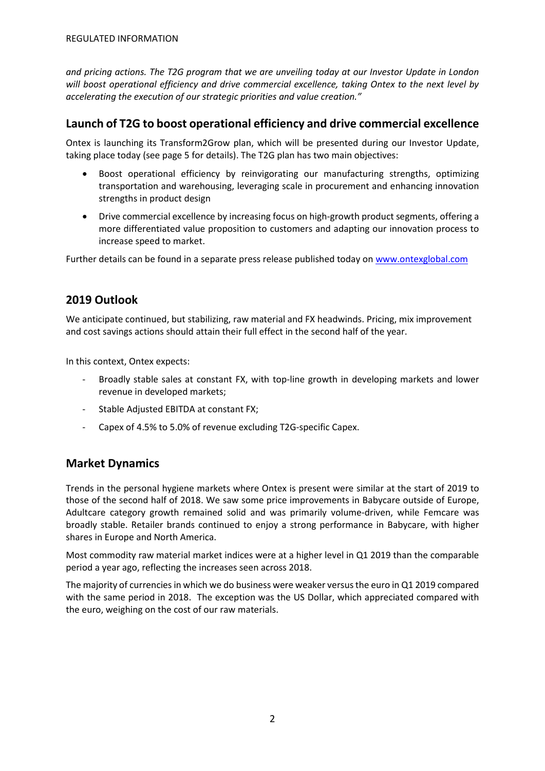*and pricing actions. The T2G program that we are unveiling today at our Investor Update in London will boost operational efficiency and drive commercial excellence, taking Ontex to the next level by accelerating the execution of our strategic priorities and value creation."*

## Launch of T2G to boost operational efficiency and drive commercial excellence

Ontex is launching its Transform2Grow plan, which will be presented during our Investor Update, taking place today (see page 5 for details). The T2G plan has two main objectives:

- Boost operational efficiency by reinvigorating our manufacturing strengths, optimizing transportation and warehousing, leveraging scale in procurement and enhancing innovation strengths in product design
- Drive commercial excellence by increasing focus on high-growth product segments, offering a more differentiated value proposition to customers and adapting our innovation process to increase speed to market.

Further details can be found in a separate press release published today on [www.ontexglobal.com](www.ontexglobal.com)

## 2019 Outlook

We anticipate continued, but stabilizing, raw material and FX headwinds. Pricing, mix improvement and cost savings actions should attain their full effect in the second half of the year.

In this context, Ontex expects:

- Broadly stable sales at constant FX, with top-line growth in developing markets and lower revenue in developed markets;
- Stable Adjusted EBITDA at constant FX;
- Capex of 4.5% to 5.0% of revenue excluding T2G-specific Capex.

## Market Dynamics

Trends in the personal hygiene markets where Ontex is present were similar at the start of 2019 to those of the second half of 2018. We saw some price improvements in Babycare outside of Europe, Adultcare category growth remained solid and was primarily volume-driven, while Femcare was broadly stable. Retailer brands continued to enjoy a strong performance in Babycare, with higher shares in Europe and North America.

Most commodity raw material market indices were at a higher level in Q1 2019 than the comparable period a year ago, reflecting the increases seen across 2018.

The majority of currencies in which we do business were weaker versus the euro in Q1 2019 compared with the same period in 2018. The exception was the US Dollar, which appreciated compared with the euro, weighing on the cost of our raw materials.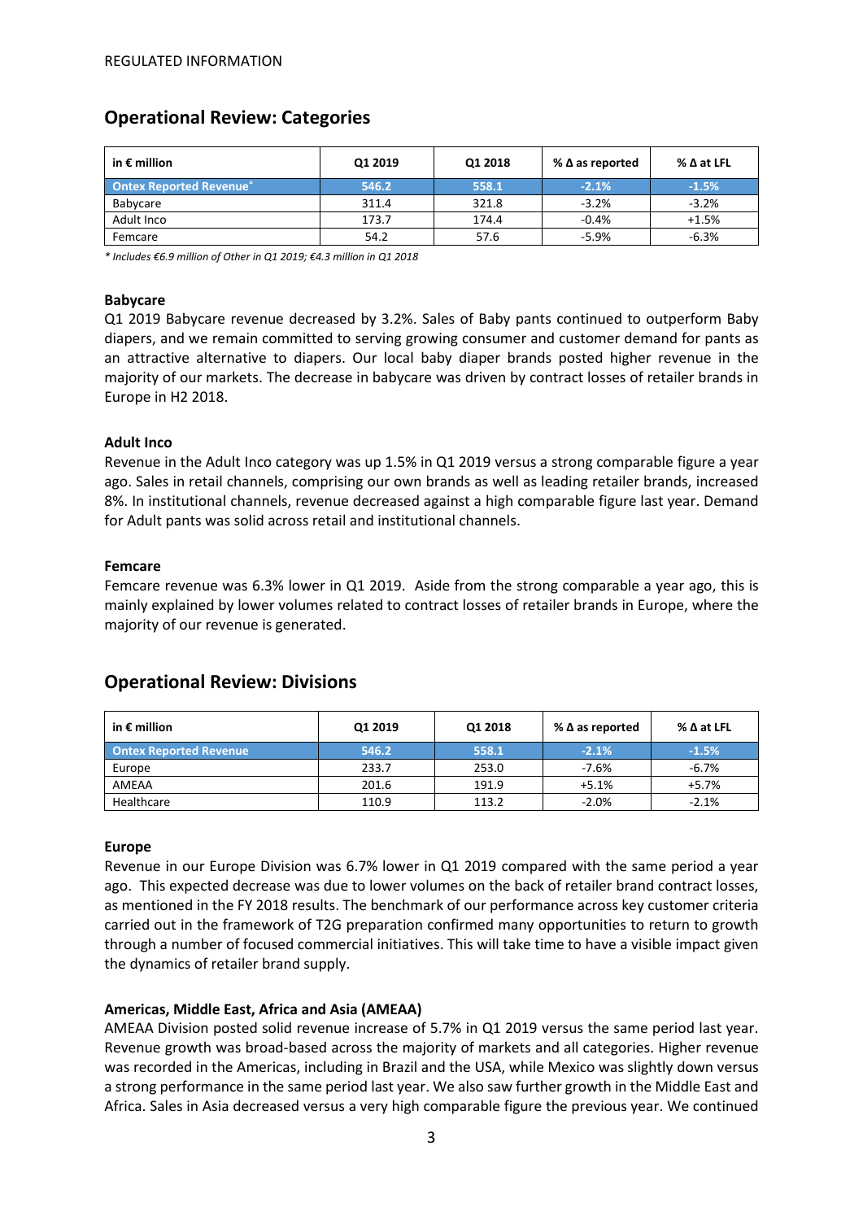REGULATED INFORMATION

## Operational Review: Categories

| in € million | Q1 2019 | Q1 2018 | % Δ as reported | % Δ at LFL |
|---|---|---|---|---|
| **Ontex Reported Revenue*** | **546.2** | **558.1** | **-2.1%** | **-1.5%** |
| Babycare | 311.4 | 321.8 | -3.2% | -3.2% |
| Adult Inco | 173.7 | 174.4 | -0.4% | +1.5% |
| Femcare | 54.2 | 57.6 | -5.9% | -6.3% |

*\* Includes €6.9 million of Other in Q1 2019; €4.3 million in Q1 2018*

**Babycare**

Q1 2019 Babycare revenue decreased by 3.2%. Sales of Baby pants continued to outperform Baby diapers, and we remain committed to serving growing consumer and customer demand for pants as an attractive alternative to diapers. Our local baby diaper brands posted higher revenue in the majority of our markets. The decrease in babycare was driven by contract losses of retailer brands in Europe in H2 2018.

**Adult Inco**

Revenue in the Adult Inco category was up 1.5% in Q1 2019 versus a strong comparable figure a year ago. Sales in retail channels, comprising our own brands as well as leading retailer brands, increased 8%. In institutional channels, revenue decreased against a high comparable figure last year. Demand for Adult pants was solid across retail and institutional channels.

**Femcare**

Femcare revenue was 6.3% lower in Q1 2019. Aside from the strong comparable a year ago, this is mainly explained by lower volumes related to contract losses of retailer brands in Europe, where the majority of our revenue is generated.

## Operational Review: Divisions

| in € million | Q1 2019 | Q1 2018 | % Δ as reported | % Δ at LFL |
|---|---|---|---|---|
| **Ontex Reported Revenue** | **546.2** | **558.1** | **-2.1%** | **-1.5%** |
| Europe | 233.7 | 253.0 | -7.6% | -6.7% |
| AMEAA | 201.6 | 191.9 | +5.1% | +5.7% |
| Healthcare | 110.9 | 113.2 | -2.0% | -2.1% |

**Europe**

Revenue in our Europe Division was 6.7% lower in Q1 2019 compared with the same period a year ago. This expected decrease was due to lower volumes on the back of retailer brand contract losses, as mentioned in the FY 2018 results. The benchmark of our performance across key customer criteria carried out in the framework of T2G preparation confirmed many opportunities to return to growth through a number of focused commercial initiatives. This will take time to have a visible impact given the dynamics of retailer brand supply.

**Americas, Middle East, Africa and Asia (AMEAA)**

AMEAA Division posted solid revenue increase of 5.7% in Q1 2019 versus the same period last year. Revenue growth was broad-based across the majority of markets and all categories. Higher revenue was recorded in the Americas, including in Brazil and the USA, while Mexico was slightly down versus a strong performance in the same period last year. We also saw further growth in the Middle East and Africa. Sales in Asia decreased versus a very high comparable figure the previous year. We continued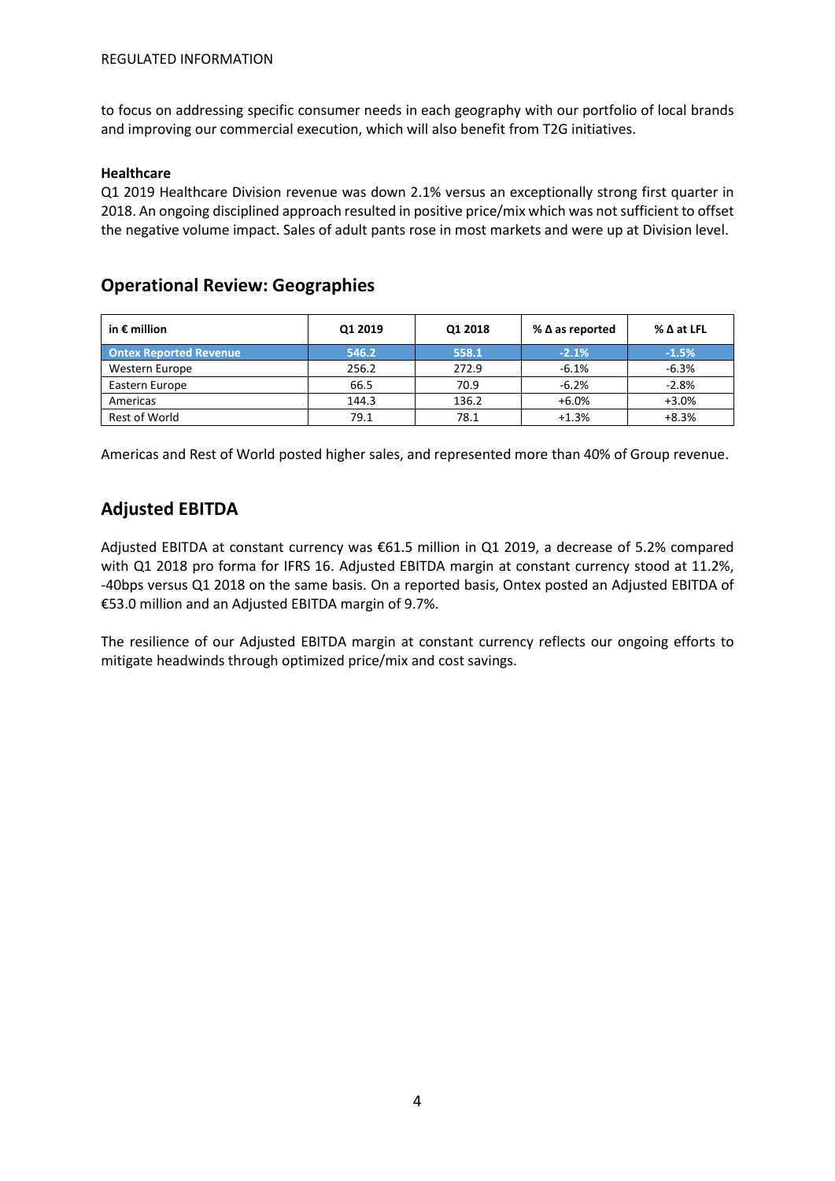to focus on addressing specific consumer needs in each geography with our portfolio of local brands and improving our commercial execution, which will also benefit from T2G initiatives.

**Healthcare**
Q1 2019 Healthcare Division revenue was down 2.1% versus an exceptionally strong first quarter in 2018. An ongoing disciplined approach resulted in positive price/mix which was not sufficient to offset the negative volume impact. Sales of adult pants rose in most markets and were up at Division level.

## Operational Review: Geographies

| in € million | Q1 2019 | Q1 2018 | % Δ as reported | % Δ at LFL |
|---|---|---|---|---|
| **Ontex Reported Revenue** | **546.2** | **558.1** | **-2.1%** | **-1.5%** |
| Western Europe | 256.2 | 272.9 | -6.1% | -6.3% |
| Eastern Europe | 66.5 | 70.9 | -6.2% | -2.8% |
| Americas | 144.3 | 136.2 | +6.0% | +3.0% |
| Rest of World | 79.1 | 78.1 | +1.3% | +8.3% |

Americas and Rest of World posted higher sales, and represented more than 40% of Group revenue.

## Adjusted EBITDA

Adjusted EBITDA at constant currency was €61.5 million in Q1 2019, a decrease of 5.2% compared with Q1 2018 pro forma for IFRS 16. Adjusted EBITDA margin at constant currency stood at 11.2%, -40bps versus Q1 2018 on the same basis. On a reported basis, Ontex posted an Adjusted EBITDA of €53.0 million and an Adjusted EBITDA margin of 9.7%.

The resilience of our Adjusted EBITDA margin at constant currency reflects our ongoing efforts to mitigate headwinds through optimized price/mix and cost savings.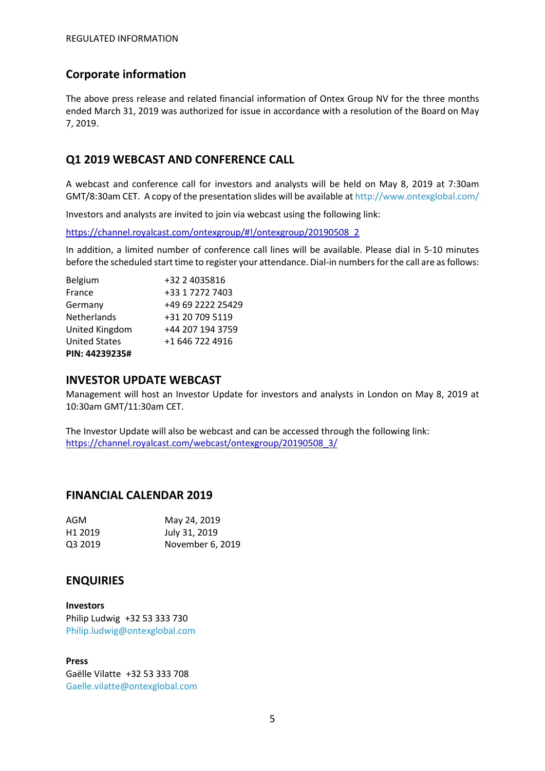REGULATED INFORMATION

## Corporate information

The above press release and related financial information of Ontex Group NV for the three months ended March 31, 2019 was authorized for issue in accordance with a resolution of the Board on May 7, 2019.

## Q1 2019 WEBCAST AND CONFERENCE CALL

A webcast and conference call for investors and analysts will be held on May 8, 2019 at 7:30am GMT/8:30am CET. A copy of the presentation slides will be available at http://www.ontexglobal.com/

Investors and analysts are invited to join via webcast using the following link:

https://channel.royalcast.com/ontexgroup/#!/ontexgroup/20190508_2

In addition, a limited number of conference call lines will be available. Please dial in 5-10 minutes before the scheduled start time to register your attendance. Dial-in numbers for the call are as follows:

| | |
|---|---|
| Belgium | +32 2 4035816 |
| France | +33 1 7272 7403 |
| Germany | +49 69 2222 25429 |
| Netherlands | +31 20 709 5119 |
| United Kingdom | +44 207 194 3759 |
| United States | +1 646 722 4916 |

**PIN: 44239235#**

## INVESTOR UPDATE WEBCAST

Management will host an Investor Update for investors and analysts in London on May 8, 2019 at 10:30am GMT/11:30am CET.

The Investor Update will also be webcast and can be accessed through the following link:
https://channel.royalcast.com/webcast/ontexgroup/20190508_3/

## FINANCIAL CALENDAR 2019

| | |
|---|---|
| AGM | May 24, 2019 |
| H1 2019 | July 31, 2019 |
| Q3 2019 | November 6, 2019 |

## ENQUIRIES

**Investors**
Philip Ludwig +32 53 333 730
Philip.ludwig@ontexglobal.com

**Press**
Gaëlle Vilatte +32 53 333 708
Gaelle.vilatte@ontexglobal.com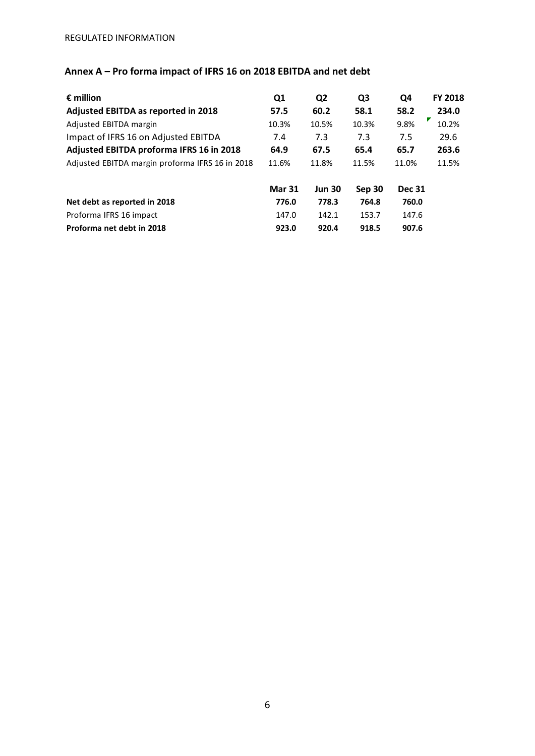REGULATED INFORMATION

## Annex A – Pro forma impact of IFRS 16 on 2018 EBITDA and net debt

| **€ million** | **Q1** | **Q2** | **Q3** | **Q4** | **FY 2018** |
|---|---|---|---|---|---|
| **Adjusted EBITDA as reported in 2018** | **57.5** | **60.2** | **58.1** | **58.2** | **234.0** |
| Adjusted EBITDA margin | 10.3% | 10.5% | 10.3% | 9.8% | 10.2% |
| Impact of IFRS 16 on Adjusted EBITDA | 7.4 | 7.3 | 7.3 | 7.5 | 29.6 |
| **Adjusted EBITDA proforma IFRS 16 in 2018** | **64.9** | **67.5** | **65.4** | **65.7** | **263.6** |
| Adjusted EBITDA margin proforma IFRS 16 in 2018 | 11.6% | 11.8% | 11.5% | 11.0% | 11.5% |

| | **Mar 31** | **Jun 30** | **Sep 30** | **Dec 31** |
|---|---|---|---|---|
| **Net debt as reported in 2018** | **776.0** | **778.3** | **764.8** | **760.0** |
| Proforma IFRS 16 impact | 147.0 | 142.1 | 153.7 | 147.6 |
| **Proforma net debt in 2018** | **923.0** | **920.4** | **918.5** | **907.6** |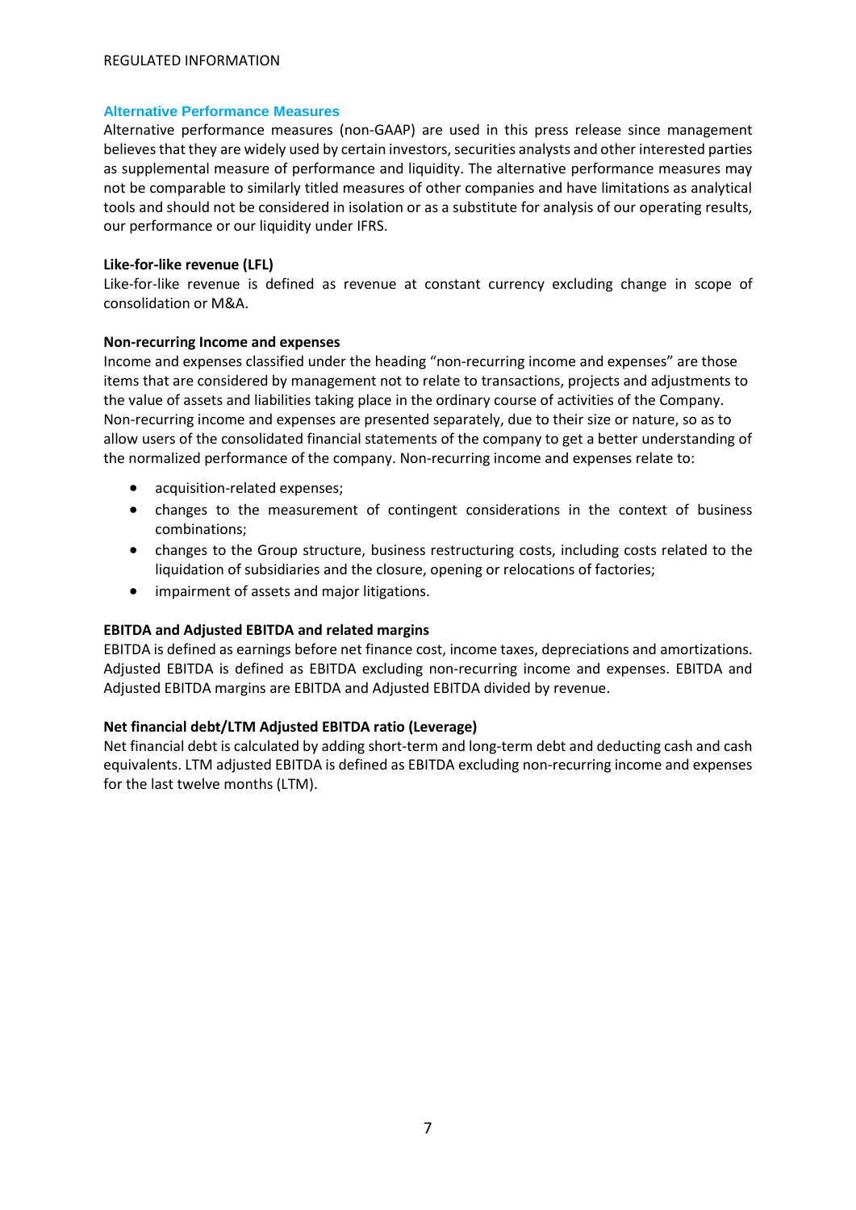## Alternative Performance Measures

Alternative performance measures (non-GAAP) are used in this press release since management believes that they are widely used by certain investors, securities analysts and other interested parties as supplemental measure of performance and liquidity. The alternative performance measures may not be comparable to similarly titled measures of other companies and have limitations as analytical tools and should not be considered in isolation or as a substitute for analysis of our operating results, our performance or our liquidity under IFRS.

**Like-for-like revenue (LFL)**

Like-for-like revenue is defined as revenue at constant currency excluding change in scope of consolidation or M&A.

**Non-recurring Income and expenses**

Income and expenses classified under the heading "non-recurring income and expenses" are those items that are considered by management not to relate to transactions, projects and adjustments to the value of assets and liabilities taking place in the ordinary course of activities of the Company. Non-recurring income and expenses are presented separately, due to their size or nature, so as to allow users of the consolidated financial statements of the company to get a better understanding of the normalized performance of the company. Non-recurring income and expenses relate to:

- acquisition-related expenses;
- changes to the measurement of contingent considerations in the context of business combinations;
- changes to the Group structure, business restructuring costs, including costs related to the liquidation of subsidiaries and the closure, opening or relocations of factories;
- impairment of assets and major litigations.

**EBITDA and Adjusted EBITDA and related margins**

EBITDA is defined as earnings before net finance cost, income taxes, depreciations and amortizations. Adjusted EBITDA is defined as EBITDA excluding non-recurring income and expenses. EBITDA and Adjusted EBITDA margins are EBITDA and Adjusted EBITDA divided by revenue.

**Net financial debt/LTM Adjusted EBITDA ratio (Leverage)**

Net financial debt is calculated by adding short-term and long-term debt and deducting cash and cash equivalents. LTM adjusted EBITDA is defined as EBITDA excluding non-recurring income and expenses for the last twelve months (LTM).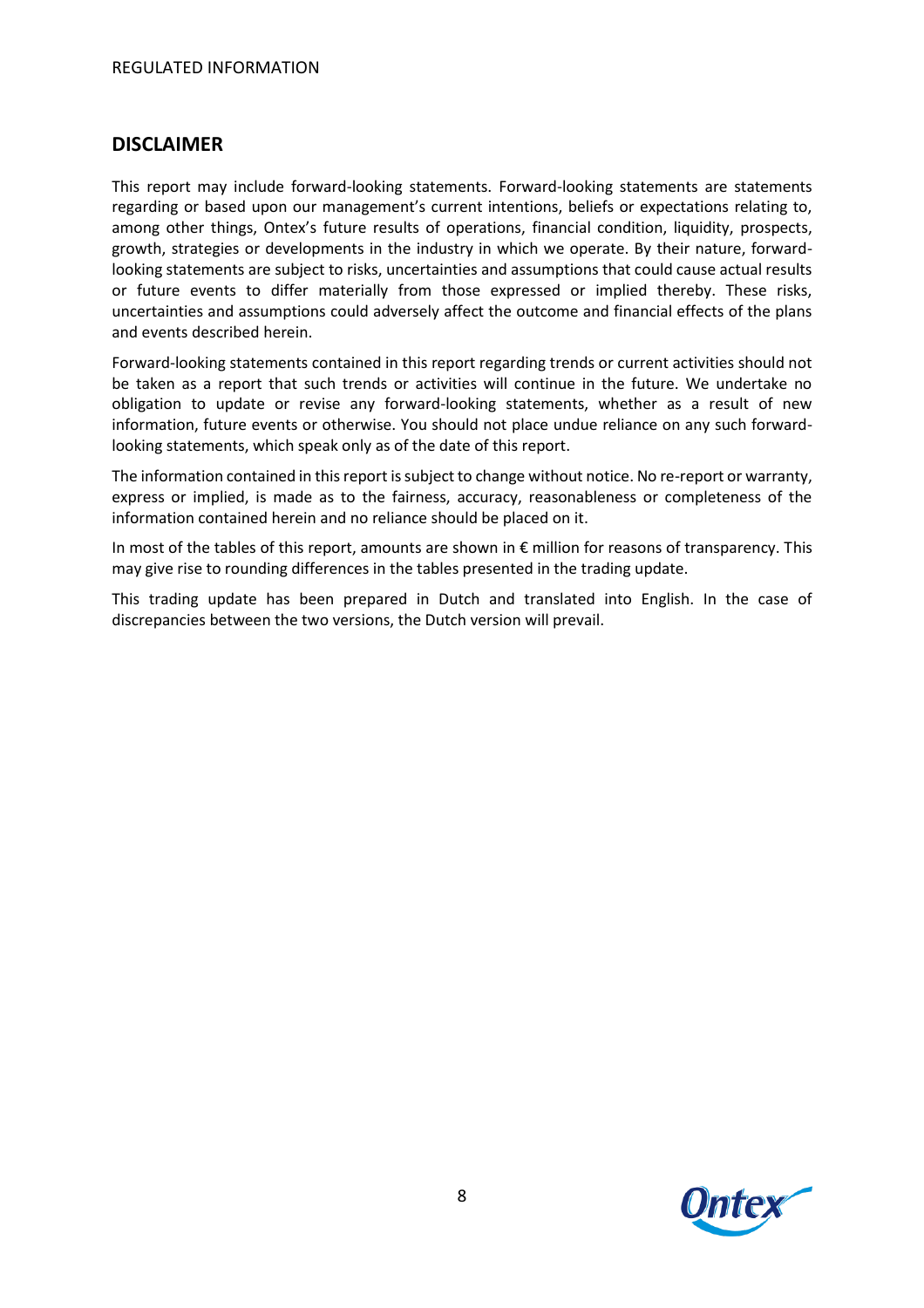## DISCLAIMER

This report may include forward-looking statements. Forward-looking statements are statements regarding or based upon our management's current intentions, beliefs or expectations relating to, among other things, Ontex's future results of operations, financial condition, liquidity, prospects, growth, strategies or developments in the industry in which we operate. By their nature, forward-looking statements are subject to risks, uncertainties and assumptions that could cause actual results or future events to differ materially from those expressed or implied thereby. These risks, uncertainties and assumptions could adversely affect the outcome and financial effects of the plans and events described herein.

Forward-looking statements contained in this report regarding trends or current activities should not be taken as a report that such trends or activities will continue in the future. We undertake no obligation to update or revise any forward-looking statements, whether as a result of new information, future events or otherwise. You should not place undue reliance on any such forward-looking statements, which speak only as of the date of this report.

The information contained in this report is subject to change without notice. No re-report or warranty, express or implied, is made as to the fairness, accuracy, reasonableness or completeness of the information contained herein and no reliance should be placed on it.

In most of the tables of this report, amounts are shown in € million for reasons of transparency. This may give rise to rounding differences in the tables presented in the trading update.

This trading update has been prepared in Dutch and translated into English. In the case of discrepancies between the two versions, the Dutch version will prevail.